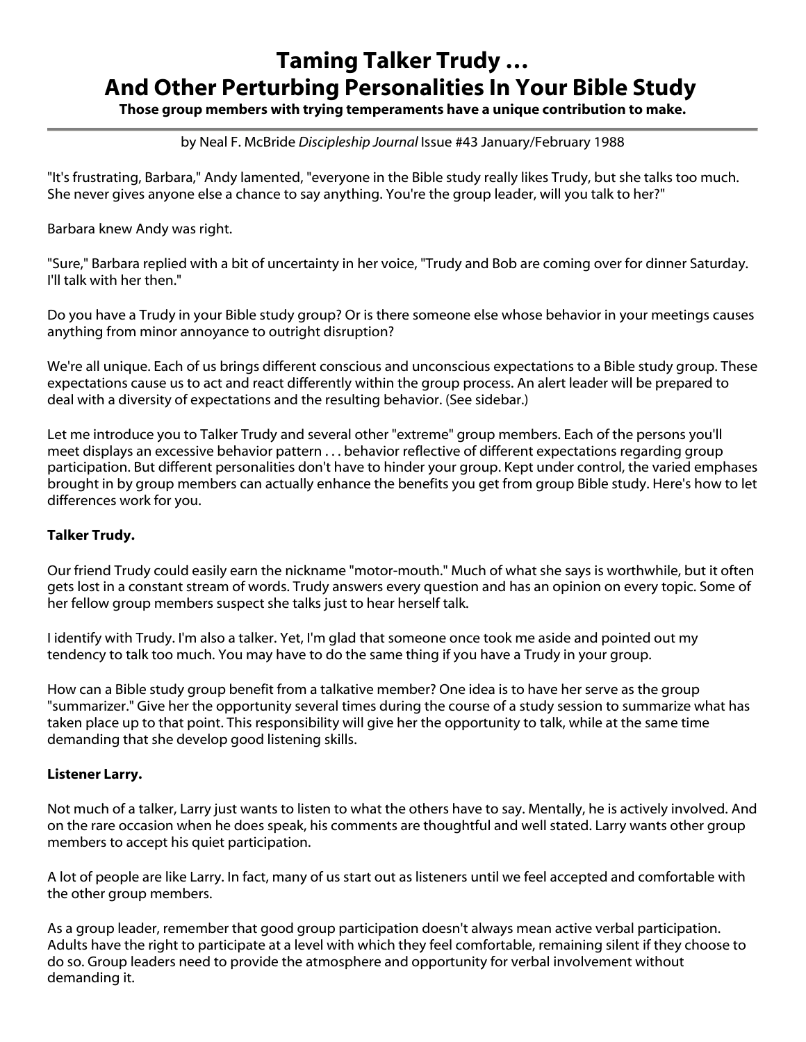# Taming Talker Trudy … And Other Perturbing Personalities In Your Bible Study

**Those group members with trying temperaments have a unique contribution to make.**

---

by Neal F. McBride *Discipleship Journal* Issue #43 January/February 1988

"It's frustrating, Barbara," Andy lamented, "everyone in the Bible study really likes Trudy, but she talks too much. She never gives anyone else a chance to say anything. You're the group leader, will you talk to her?"

Barbara knew Andy was right.

"Sure," Barbara replied with a bit of uncertainty in her voice, "Trudy and Bob are coming over for dinner Saturday. I'll talk with her then."

Do you have a Trudy in your Bible study group? Or is there someone else whose behavior in your meetings causes anything from minor annoyance to outright disruption?

We're all unique. Each of us brings different conscious and unconscious expectations to a Bible study group. These expectations cause us to act and react differently within the group process. An alert leader will be prepared to deal with a diversity of expectations and the resulting behavior. (See sidebar.)

Let me introduce you to Talker Trudy and several other "extreme" group members. Each of the persons you'll meet displays an excessive behavior pattern . . . behavior reflective of different expectations regarding group participation. But different personalities don't have to hinder your group. Kept under control, the varied emphases brought in by group members can actually enhance the benefits you get from group Bible study. Here's how to let differences work for you.

**Talker Trudy.**

Our friend Trudy could easily earn the nickname "motor-mouth." Much of what she says is worthwhile, but it often gets lost in a constant stream of words. Trudy answers every question and has an opinion on every topic. Some of her fellow group members suspect she talks just to hear herself talk.

I identify with Trudy. I'm also a talker. Yet, I'm glad that someone once took me aside and pointed out my tendency to talk too much. You may have to do the same thing if you have a Trudy in your group.

How can a Bible study group benefit from a talkative member? One idea is to have her serve as the group "summarizer." Give her the opportunity several times during the course of a study session to summarize what has taken place up to that point. This responsibility will give her the opportunity to talk, while at the same time demanding that she develop good listening skills.

**Listener Larry.**

Not much of a talker, Larry just wants to listen to what the others have to say. Mentally, he is actively involved. And on the rare occasion when he does speak, his comments are thoughtful and well stated. Larry wants other group members to accept his quiet participation.

A lot of people are like Larry. In fact, many of us start out as listeners until we feel accepted and comfortable with the other group members.

As a group leader, remember that good group participation doesn't always mean active verbal participation. Adults have the right to participate at a level with which they feel comfortable, remaining silent if they choose to do so. Group leaders need to provide the atmosphere and opportunity for verbal involvement without demanding it.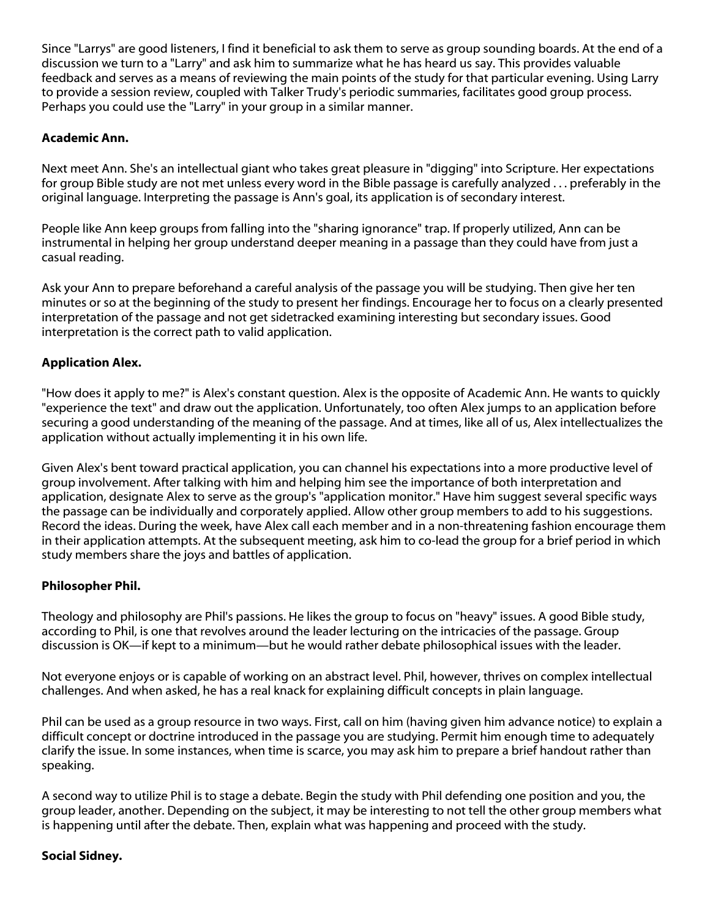Since "Larrys" are good listeners, I find it beneficial to ask them to serve as group sounding boards. At the end of a discussion we turn to a "Larry" and ask him to summarize what he has heard us say. This provides valuable feedback and serves as a means of reviewing the main points of the study for that particular evening. Using Larry to provide a session review, coupled with Talker Trudy's periodic summaries, facilitates good group process. Perhaps you could use the "Larry" in your group in a similar manner.

**Academic Ann.**

Next meet Ann. She's an intellectual giant who takes great pleasure in "digging" into Scripture. Her expectations for group Bible study are not met unless every word in the Bible passage is carefully analyzed . . . preferably in the original language. Interpreting the passage is Ann's goal, its application is of secondary interest.

People like Ann keep groups from falling into the "sharing ignorance" trap. If properly utilized, Ann can be instrumental in helping her group understand deeper meaning in a passage than they could have from just a casual reading.

Ask your Ann to prepare beforehand a careful analysis of the passage you will be studying. Then give her ten minutes or so at the beginning of the study to present her findings. Encourage her to focus on a clearly presented interpretation of the passage and not get sidetracked examining interesting but secondary issues. Good interpretation is the correct path to valid application.

**Application Alex.**

"How does it apply to me?" is Alex's constant question. Alex is the opposite of Academic Ann. He wants to quickly "experience the text" and draw out the application. Unfortunately, too often Alex jumps to an application before securing a good understanding of the meaning of the passage. And at times, like all of us, Alex intellectualizes the application without actually implementing it in his own life.

Given Alex's bent toward practical application, you can channel his expectations into a more productive level of group involvement. After talking with him and helping him see the importance of both interpretation and application, designate Alex to serve as the group's "application monitor." Have him suggest several specific ways the passage can be individually and corporately applied. Allow other group members to add to his suggestions. Record the ideas. During the week, have Alex call each member and in a non-threatening fashion encourage them in their application attempts. At the subsequent meeting, ask him to co-lead the group for a brief period in which study members share the joys and battles of application.

**Philosopher Phil.**

Theology and philosophy are Phil's passions. He likes the group to focus on "heavy" issues. A good Bible study, according to Phil, is one that revolves around the leader lecturing on the intricacies of the passage. Group discussion is OK—if kept to a minimum—but he would rather debate philosophical issues with the leader.

Not everyone enjoys or is capable of working on an abstract level. Phil, however, thrives on complex intellectual challenges. And when asked, he has a real knack for explaining difficult concepts in plain language.

Phil can be used as a group resource in two ways. First, call on him (having given him advance notice) to explain a difficult concept or doctrine introduced in the passage you are studying. Permit him enough time to adequately clarify the issue. In some instances, when time is scarce, you may ask him to prepare a brief handout rather than speaking.

A second way to utilize Phil is to stage a debate. Begin the study with Phil defending one position and you, the group leader, another. Depending on the subject, it may be interesting to not tell the other group members what is happening until after the debate. Then, explain what was happening and proceed with the study.

**Social Sidney.**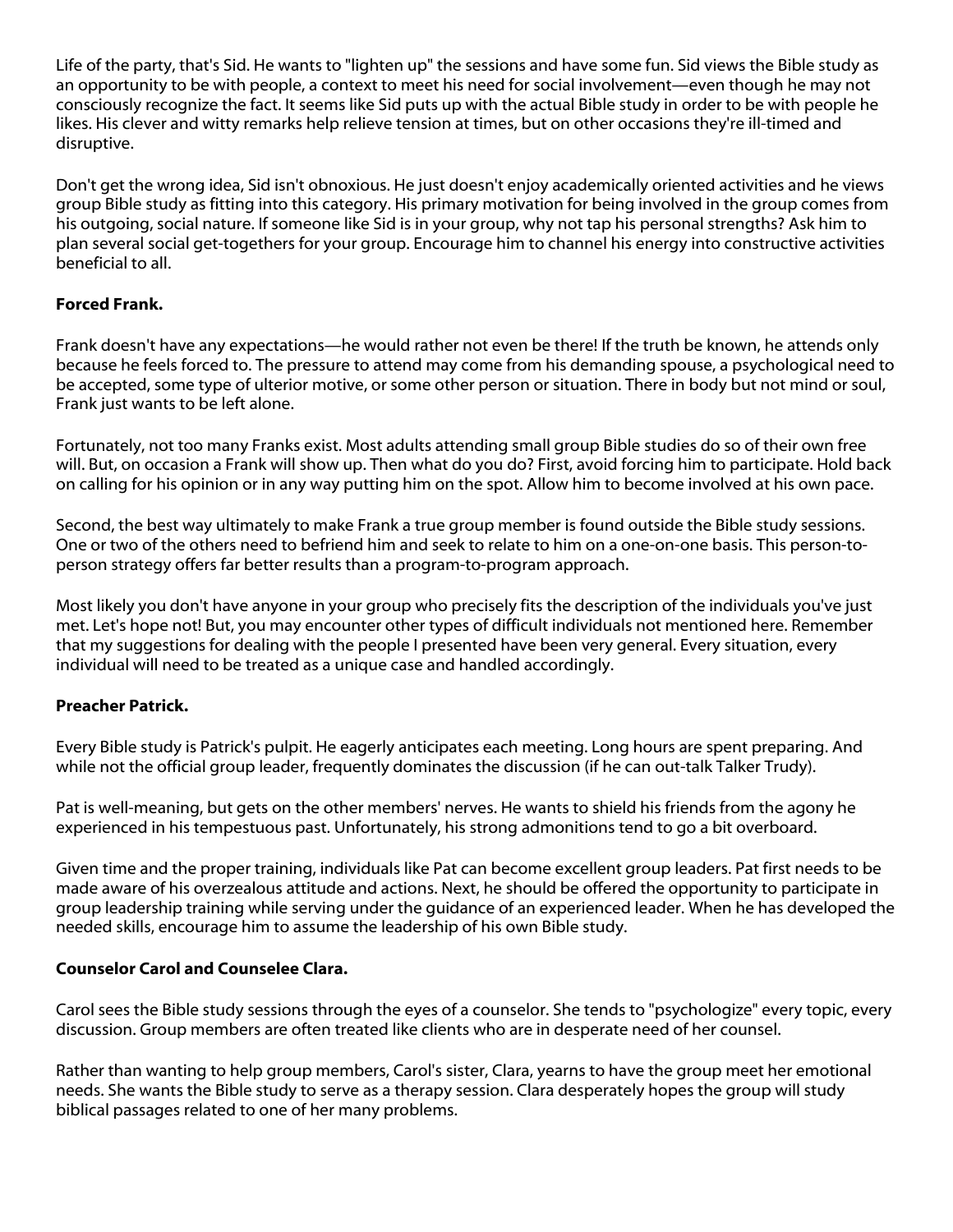Life of the party, that's Sid. He wants to "lighten up" the sessions and have some fun. Sid views the Bible study as an opportunity to be with people, a context to meet his need for social involvement—even though he may not consciously recognize the fact. It seems like Sid puts up with the actual Bible study in order to be with people he likes. His clever and witty remarks help relieve tension at times, but on other occasions they're ill-timed and disruptive.

Don't get the wrong idea, Sid isn't obnoxious. He just doesn't enjoy academically oriented activities and he views group Bible study as fitting into this category. His primary motivation for being involved in the group comes from his outgoing, social nature. If someone like Sid is in your group, why not tap his personal strengths? Ask him to plan several social get-togethers for your group. Encourage him to channel his energy into constructive activities beneficial to all.

**Forced Frank.**

Frank doesn't have any expectations—he would rather not even be there! If the truth be known, he attends only because he feels forced to. The pressure to attend may come from his demanding spouse, a psychological need to be accepted, some type of ulterior motive, or some other person or situation. There in body but not mind or soul, Frank just wants to be left alone.

Fortunately, not too many Franks exist. Most adults attending small group Bible studies do so of their own free will. But, on occasion a Frank will show up. Then what do you do? First, avoid forcing him to participate. Hold back on calling for his opinion or in any way putting him on the spot. Allow him to become involved at his own pace.

Second, the best way ultimately to make Frank a true group member is found outside the Bible study sessions. One or two of the others need to befriend him and seek to relate to him on a one-on-one basis. This person-to-person strategy offers far better results than a program-to-program approach.

Most likely you don't have anyone in your group who precisely fits the description of the individuals you've just met. Let's hope not! But, you may encounter other types of difficult individuals not mentioned here. Remember that my suggestions for dealing with the people I presented have been very general. Every situation, every individual will need to be treated as a unique case and handled accordingly.

**Preacher Patrick.**

Every Bible study is Patrick's pulpit. He eagerly anticipates each meeting. Long hours are spent preparing. And while not the official group leader, frequently dominates the discussion (if he can out-talk Talker Trudy).

Pat is well-meaning, but gets on the other members' nerves. He wants to shield his friends from the agony he experienced in his tempestuous past. Unfortunately, his strong admonitions tend to go a bit overboard.

Given time and the proper training, individuals like Pat can become excellent group leaders. Pat first needs to be made aware of his overzealous attitude and actions. Next, he should be offered the opportunity to participate in group leadership training while serving under the guidance of an experienced leader. When he has developed the needed skills, encourage him to assume the leadership of his own Bible study.

**Counselor Carol and Counselee Clara.**

Carol sees the Bible study sessions through the eyes of a counselor. She tends to "psychologize" every topic, every discussion. Group members are often treated like clients who are in desperate need of her counsel.

Rather than wanting to help group members, Carol's sister, Clara, yearns to have the group meet her emotional needs. She wants the Bible study to serve as a therapy session. Clara desperately hopes the group will study biblical passages related to one of her many problems.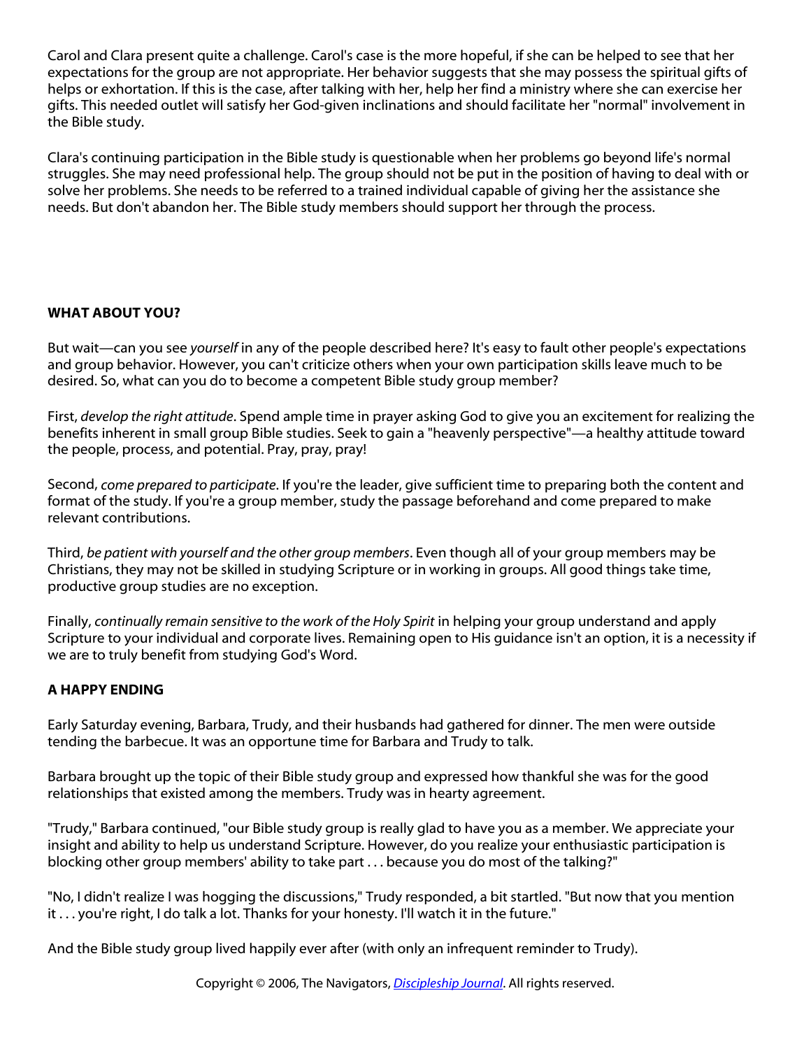Carol and Clara present quite a challenge. Carol's case is the more hopeful, if she can be helped to see that her expectations for the group are not appropriate. Her behavior suggests that she may possess the spiritual gifts of helps or exhortation. If this is the case, after talking with her, help her find a ministry where she can exercise her gifts. This needed outlet will satisfy her God-given inclinations and should facilitate her "normal" involvement in the Bible study.

Clara's continuing participation in the Bible study is questionable when her problems go beyond life's normal struggles. She may need professional help. The group should not be put in the position of having to deal with or solve her problems. She needs to be referred to a trained individual capable of giving her the assistance she needs. But don't abandon her. The Bible study members should support her through the process.

**WHAT ABOUT YOU?**

But wait—can you see *yourself* in any of the people described here? It's easy to fault other people's expectations and group behavior. However, you can't criticize others when your own participation skills leave much to be desired. So, what can you do to become a competent Bible study group member?

First, *develop the right attitude*. Spend ample time in prayer asking God to give you an excitement for realizing the benefits inherent in small group Bible studies. Seek to gain a "heavenly perspective"—a healthy attitude toward the people, process, and potential. Pray, pray, pray!

Second, *come prepared to participate*. If you're the leader, give sufficient time to preparing both the content and format of the study. If you're a group member, study the passage beforehand and come prepared to make relevant contributions.

Third, *be patient with yourself and the other group members*. Even though all of your group members may be Christians, they may not be skilled in studying Scripture or in working in groups. All good things take time, productive group studies are no exception.

Finally, *continually remain sensitive to the work of the Holy Spirit* in helping your group understand and apply Scripture to your individual and corporate lives. Remaining open to His guidance isn't an option, it is a necessity if we are to truly benefit from studying God's Word.

**A HAPPY ENDING**

Early Saturday evening, Barbara, Trudy, and their husbands had gathered for dinner. The men were outside tending the barbecue. It was an opportune time for Barbara and Trudy to talk.

Barbara brought up the topic of their Bible study group and expressed how thankful she was for the good relationships that existed among the members. Trudy was in hearty agreement.

"Trudy," Barbara continued, "our Bible study group is really glad to have you as a member. We appreciate your insight and ability to help us understand Scripture. However, do you realize your enthusiastic participation is blocking other group members' ability to take part . . . because you do most of the talking?"

"No, I didn't realize I was hogging the discussions," Trudy responded, a bit startled. "But now that you mention it . . . you're right, I do talk a lot. Thanks for your honesty. I'll watch it in the future."

And the Bible study group lived happily ever after (with only an infrequent reminder to Trudy).

Copyright © 2006, The Navigators, *Discipleship Journal*. All rights reserved.